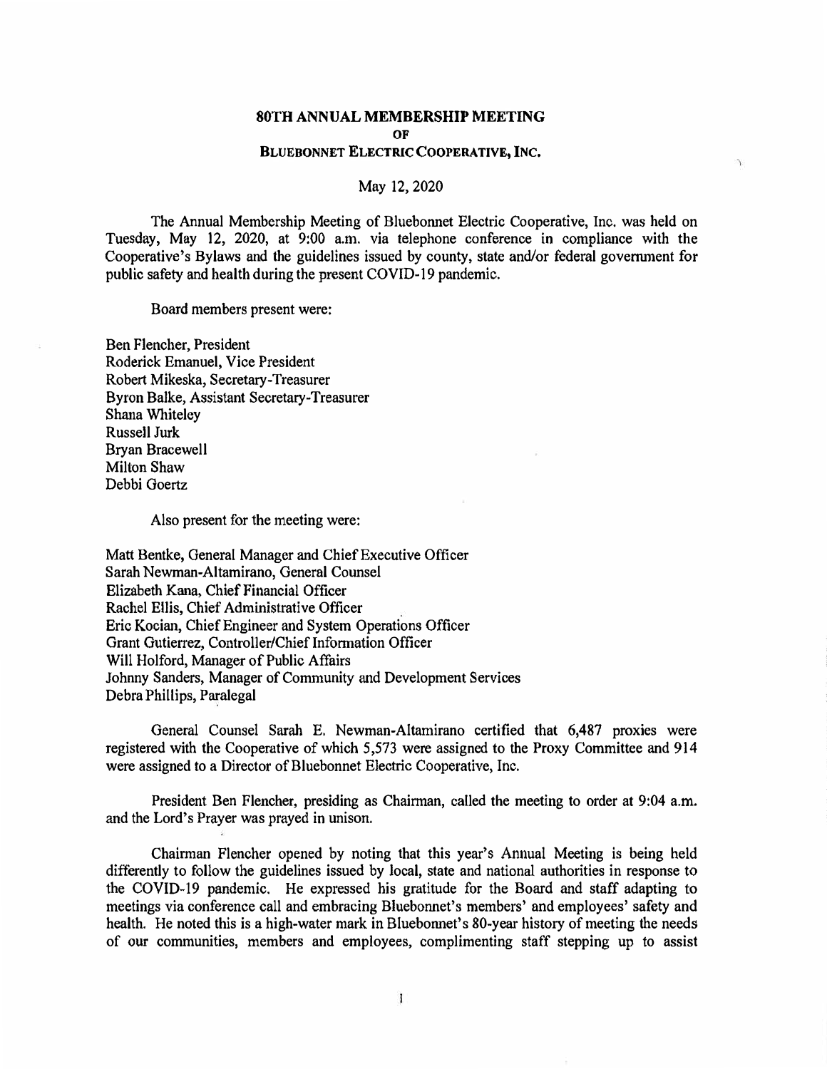# 80TH ANNUAL MEMBERSHIP MEETING
## OF
## BLUEBONNET ELECTRIC COOPERATIVE, INC.

May 12, 2020

The Annual Membership Meeting of Bluebonnet Electric Cooperative, Inc. was held on Tuesday, May 12, 2020, at 9:00 a.m. via telephone conference in compliance with the Cooperative's Bylaws and the guidelines issued by county, state and/or federal government for public safety and health during the present COVID-19 pandemic.

Board members present were:

Ben Flencher, President
Roderick Emanuel, Vice President
Robert Mikeska, Secretary-Treasurer
Byron Balke, Assistant Secretary-Treasurer
Shana Whiteley
Russell Jurk
Bryan Bracewell
Milton Shaw
Debbi Goertz

Also present for the meeting were:

Matt Bentke, General Manager and Chief Executive Officer
Sarah Newman-Altamirano, General Counsel
Elizabeth Kana, Chief Financial Officer
Rachel Ellis, Chief Administrative Officer
Eric Kocian, Chief Engineer and System Operations Officer
Grant Gutierrez, Controller/Chief Information Officer
Will Holford, Manager of Public Affairs
Johnny Sanders, Manager of Community and Development Services
Debra Phillips, Paralegal

General Counsel Sarah E. Newman-Altamirano certified that 6,487 proxies were registered with the Cooperative of which 5,573 were assigned to the Proxy Committee and 914 were assigned to a Director of Bluebonnet Electric Cooperative, Inc.

President Ben Flencher, presiding as Chairman, called the meeting to order at 9:04 a.m. and the Lord's Prayer was prayed in unison.

Chairman Flencher opened by noting that this year's Annual Meeting is being held differently to follow the guidelines issued by local, state and national authorities in response to the COVID-19 pandemic. He expressed his gratitude for the Board and staff adapting to meetings via conference call and embracing Bluebonnet's members' and employees' safety and health. He noted this is a high-water mark in Bluebonnet's 80-year history of meeting the needs of our communities, members and employees, complimenting staff stepping up to assist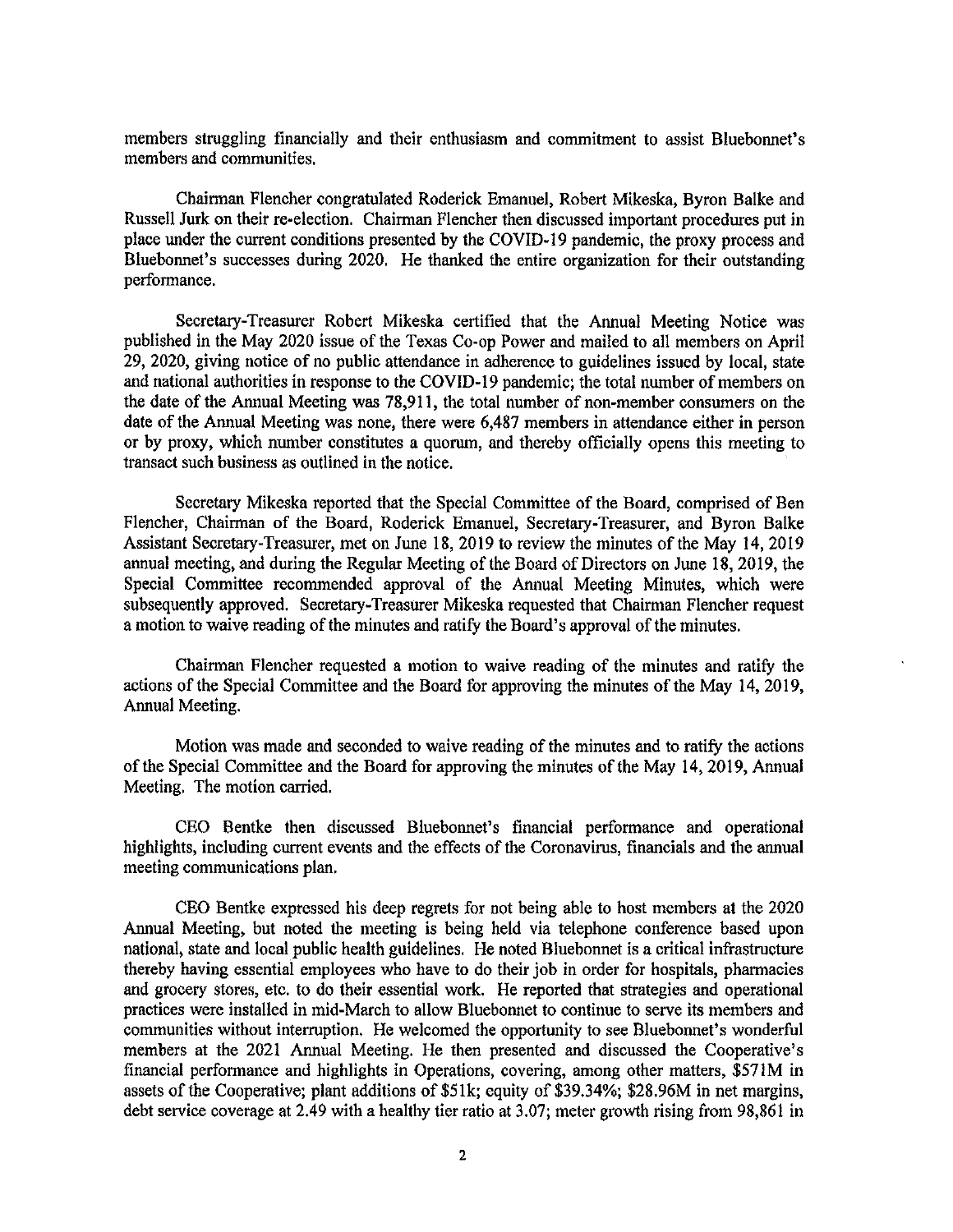members struggling financially and their enthusiasm and commitment to assist Bluebonnet's members and communities.

Chairman Flencher congratulated Roderick Emanuel, Robert Mikeska, Byron Balke and Russell Jurk on their re-election. Chairman Flencher then discussed important procedures put in place under the current conditions presented by the COVID-19 pandemic, the proxy process and Bluebonnet's successes during 2020. He thanked the entire organization for their outstanding performance.

Secretary-Treasurer Robert Mikeska certified that the Annual Meeting Notice was published in the May 2020 issue of the Texas Co-op Power and mailed to all members on April 29, 2020, giving notice of no public attendance in adherence to guidelines issued by local, state and national authorities in response to the COVID-19 pandemic; the total number of members on the date of the Annual Meeting was 78,911, the total number of non-member consumers on the date of the Annual Meeting was none, there were 6,487 members in attendance either in person or by proxy, which number constitutes a quorum, and thereby officially opens this meeting to transact such business as outlined in the notice.

Secretary Mikeska reported that the Special Committee of the Board, comprised of Ben Flencher, Chairman of the Board, Roderick Emanuel, Secretary-Treasurer, and Byron Balke Assistant Secretary-Treasurer, met on June 18, 2019 to review the minutes of the May 14, 2019 annual meeting, and during the Regular Meeting of the Board of Directors on June 18, 2019, the Special Committee recommended approval of the Annual Meeting Minutes, which were subsequently approved. Secretary-Treasurer Mikeska requested that Chairman Flencher request a motion to waive reading of the minutes and ratify the Board's approval of the minutes.

Chairman Flencher requested a motion to waive reading of the minutes and ratify the actions of the Special Committee and the Board for approving the minutes of the May 14, 2019, Annual Meeting.

Motion was made and seconded to waive reading of the minutes and to ratify the actions of the Special Committee and the Board for approving the minutes of the May 14, 2019, Annual Meeting. The motion carried.

CEO Bentke then discussed Bluebonnet's financial performance and operational highlights, including current events and the effects of the Coronavirus, financials and the annual meeting communications plan.

CEO Bentke expressed his deep regrets for not being able to host members at the 2020 Annual Meeting, but noted the meeting is being held via telephone conference based upon national, state and local public health guidelines. He noted Bluebonnet is a critical infrastructure thereby having essential employees who have to do their job in order for hospitals, pharmacies and grocery stores, etc. to do their essential work. He reported that strategies and operational practices were installed in mid-March to allow Bluebonnet to continue to serve its members and communities without interruption. He welcomed the opportunity to see Bluebonnet's wonderful members at the 2021 Annual Meeting. He then presented and discussed the Cooperative's financial performance and highlights in Operations, covering, among other matters, $571M in assets of the Cooperative; plant additions of $51k; equity of $39.34%; $28.96M in net margins, debt service coverage at 2.49 with a healthy tier ratio at 3.07; meter growth rising from 98,861 in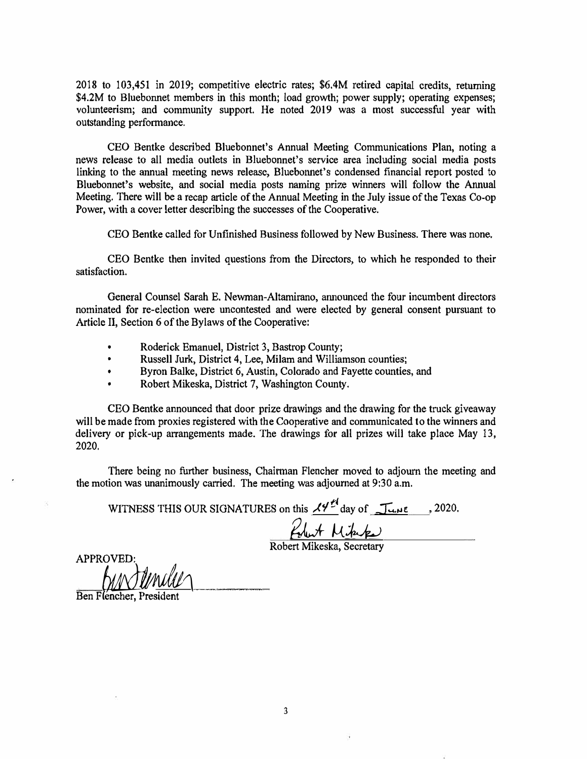2018 to 103,451 in 2019; competitive electric rates; $6.4M retired capital credits, returning $4.2M to Bluebonnet members in this month; load growth; power supply; operating expenses; volunteerism; and community support. He noted 2019 was a most successful year with outstanding performance.

CEO Bentke described Bluebonnet's Annual Meeting Communications Plan, noting a news release to all media outlets in Bluebonnet's service area including social media posts linking to the annual meeting news release, Bluebonnet's condensed financial report posted to Bluebonnet's website, and social media posts naming prize winners will follow the Annual Meeting. There will be a recap article of the Annual Meeting in the July issue of the Texas Co-op Power, with a cover letter describing the successes of the Cooperative.

CEO Bentke called for Unfinished Business followed by New Business. There was none.

CEO Bentke then invited questions from the Directors, to which he responded to their satisfaction.

General Counsel Sarah E. Newman-Altamirano, announced the four incumbent directors nominated for re-election were uncontested and were elected by general consent pursuant to Article II, Section 6 of the Bylaws of the Cooperative:

- Roderick Emanuel, District 3, Bastrop County;
- Russell Jurk, District 4, Lee, Milam and Williamson counties;
- Byron Balke, District 6, Austin, Colorado and Fayette counties, and
- Robert Mikeska, District 7, Washington County.

CEO Bentke announced that door prize drawings and the drawing for the truck giveaway will be made from proxies registered with the Cooperative and communicated to the winners and delivery or pick-up arrangements made. The drawings for all prizes will take place May 13, 2020.

There being no further business, Chairman Flencher moved to adjourn the meeting and the motion was unanimously carried. The meeting was adjourned at 9:30 a.m.

WITNESS THIS OUR SIGNATURES on this 14th day of June, 2020.

Robert Mikeska, Secretary

APPROVED:

Ben Flencher, President